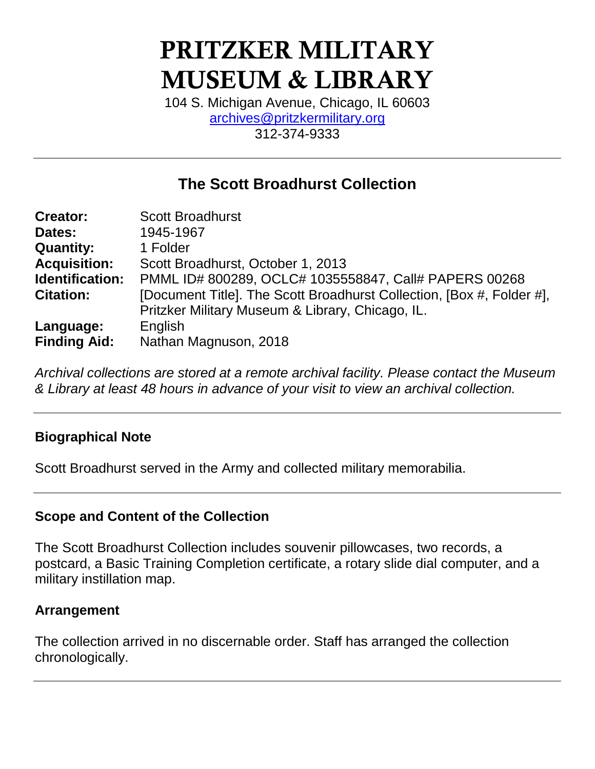# PRITZKER MILITARY MUSEUM & LIBRARY

104 S. Michigan Avenue, Chicago, IL 60603
archives@pritzkermilitary.org
312-374-9333

---

## The Scott Broadhurst Collection

**Creator:** Scott Broadhurst
**Dates:** 1945-1967
**Quantity:** 1 Folder
**Acquisition:** Scott Broadhurst, October 1, 2013
**Identification:** PMML ID# 800289, OCLC# 1035558847, Call# PAPERS 00268
**Citation:** [Document Title]. The Scott Broadhurst Collection, [Box #, Folder #], Pritzker Military Museum & Library, Chicago, IL.
**Language:** English
**Finding Aid:** Nathan Magnuson, 2018

*Archival collections are stored at a remote archival facility. Please contact the Museum & Library at least 48 hours in advance of your visit to view an archival collection.*

---

### Biographical Note

Scott Broadhurst served in the Army and collected military memorabilia.

---

### Scope and Content of the Collection

The Scott Broadhurst Collection includes souvenir pillowcases, two records, a postcard, a Basic Training Completion certificate, a rotary slide dial computer, and a military instillation map.

### Arrangement

The collection arrived in no discernable order. Staff has arranged the collection chronologically.

---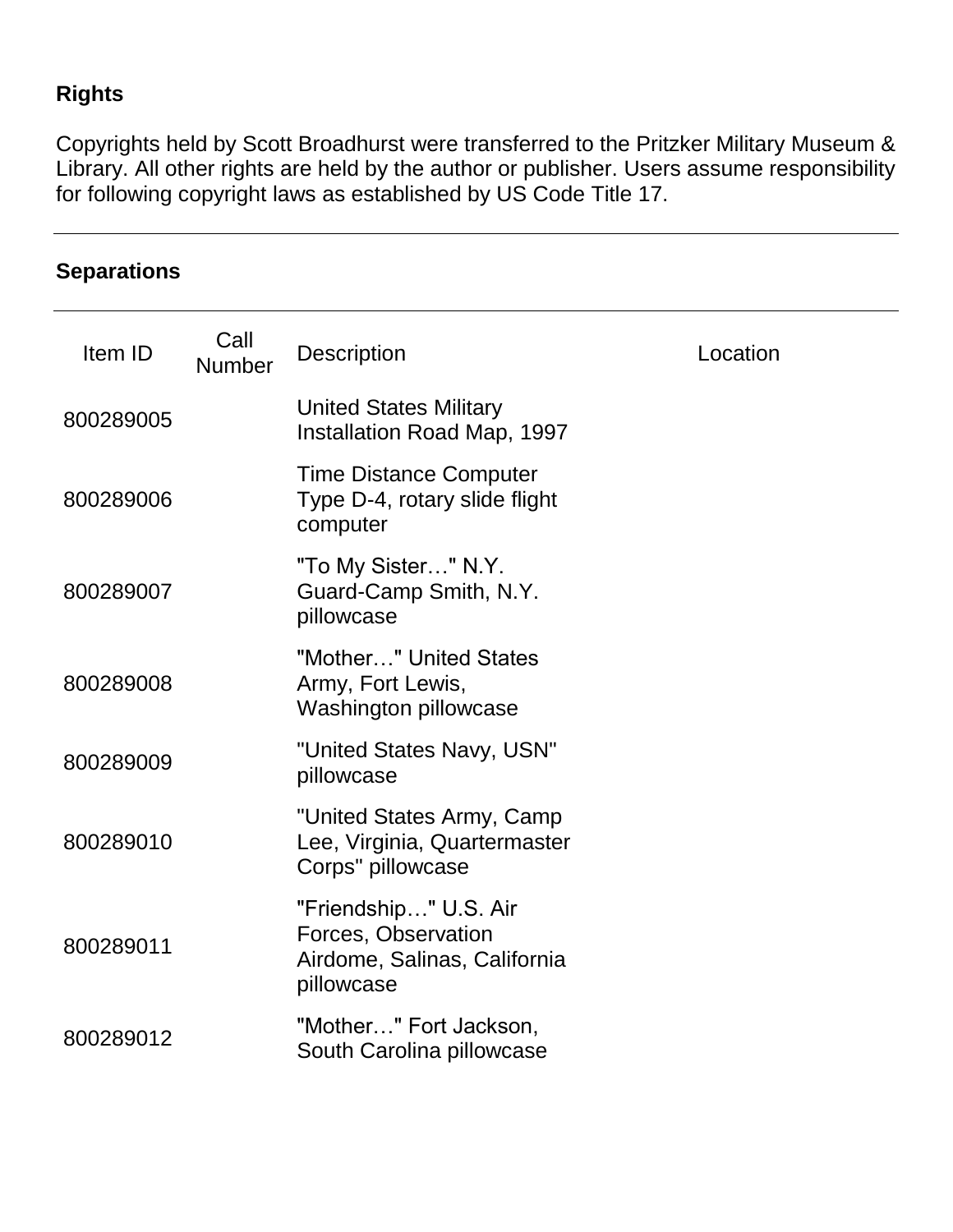**Rights**

Copyrights held by Scott Broadhurst were transferred to the Pritzker Military Museum & Library. All other rights are held by the author or publisher. Users assume responsibility for following copyright laws as established by US Code Title 17.

---

**Separations**

| Item ID | Call Number | Description | Location |
|---|---|---|---|
| 800289005 | | United States Military Installation Road Map, 1997 | |
| 800289006 | | Time Distance Computer Type D-4, rotary slide flight computer | |
| 800289007 | | "To My Sister…" N.Y. Guard-Camp Smith, N.Y. pillowcase | |
| 800289008 | | "Mother…" United States Army, Fort Lewis, Washington pillowcase | |
| 800289009 | | "United States Navy, USN" pillowcase | |
| 800289010 | | "United States Army, Camp Lee, Virginia, Quartermaster Corps" pillowcase | |
| 800289011 | | "Friendship…" U.S. Air Forces, Observation Airdome, Salinas, California pillowcase | |
| 800289012 | | "Mother…" Fort Jackson, South Carolina pillowcase | |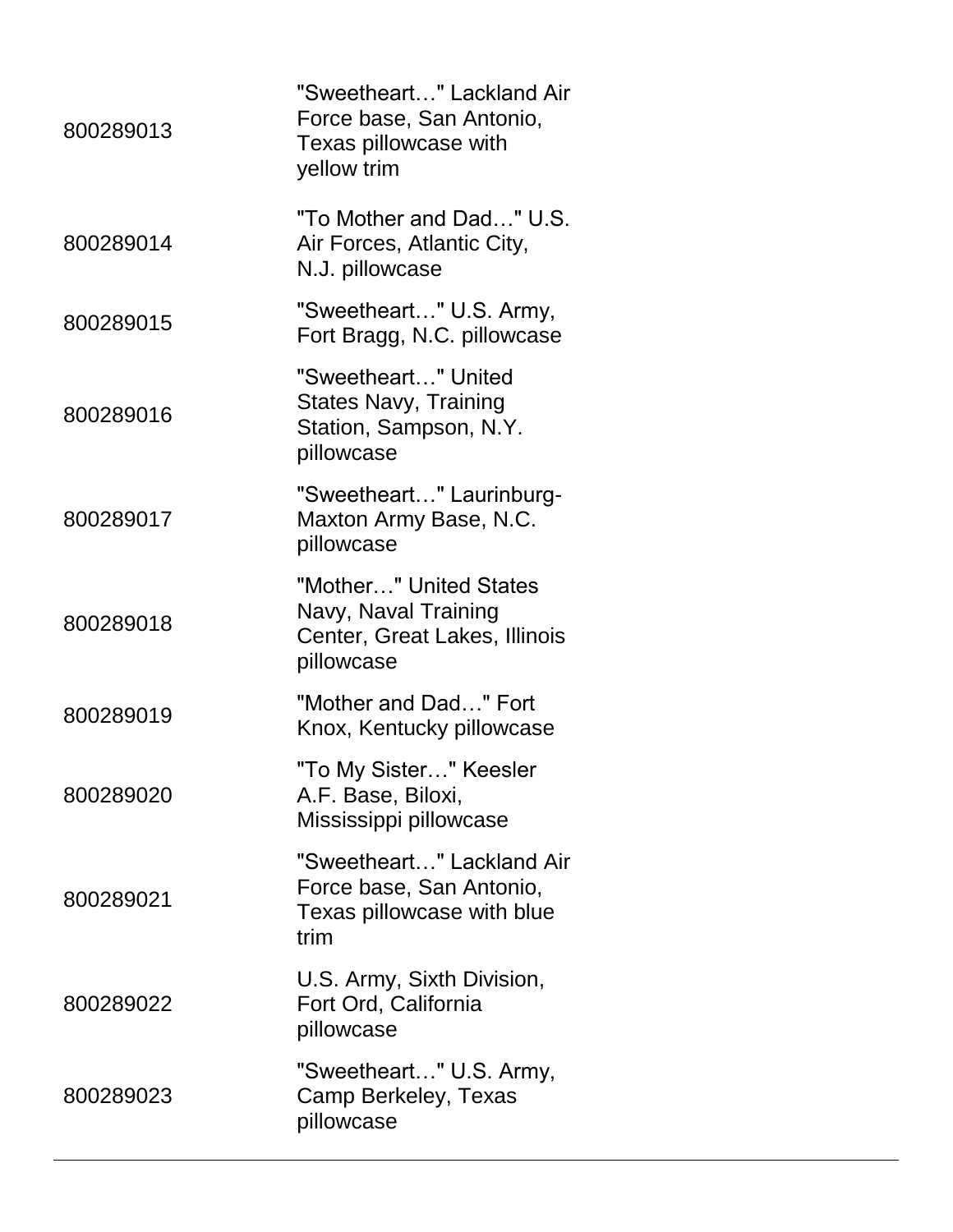| | |
|---|---|
| 800289013 | "Sweetheart…" Lackland Air Force base, San Antonio, Texas pillowcase with yellow trim |
| 800289014 | "To Mother and Dad…" U.S. Air Forces, Atlantic City, N.J. pillowcase |
| 800289015 | "Sweetheart…" U.S. Army, Fort Bragg, N.C. pillowcase |
| 800289016 | "Sweetheart…" United States Navy, Training Station, Sampson, N.Y. pillowcase |
| 800289017 | "Sweetheart…" Laurinburg-Maxton Army Base, N.C. pillowcase |
| 800289018 | "Mother…" United States Navy, Naval Training Center, Great Lakes, Illinois pillowcase |
| 800289019 | "Mother and Dad…" Fort Knox, Kentucky pillowcase |
| 800289020 | "To My Sister…" Keesler A.F. Base, Biloxi, Mississippi pillowcase |
| 800289021 | "Sweetheart…" Lackland Air Force base, San Antonio, Texas pillowcase with blue trim |
| 800289022 | U.S. Army, Sixth Division, Fort Ord, California pillowcase |
| 800289023 | "Sweetheart…" U.S. Army, Camp Berkeley, Texas pillowcase |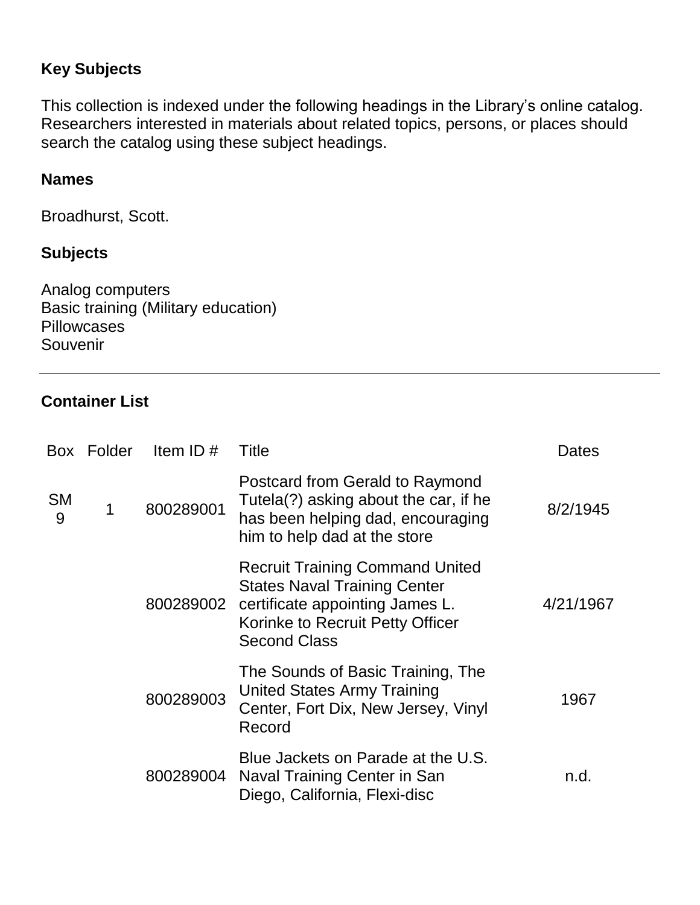### Key Subjects

This collection is indexed under the following headings in the Library's online catalog. Researchers interested in materials about related topics, persons, or places should search the catalog using these subject headings.

### Names

Broadhurst, Scott.

### Subjects

Analog computers
Basic training (Military education)
Pillowcases
Souvenir

---

### Container List

| Box | Folder | Item ID # | Title | Dates |
|---|---|---|---|---|
| SM 9 | 1 | 800289001 | Postcard from Gerald to Raymond Tutela(?) asking about the car, if he has been helping dad, encouraging him to help dad at the store | 8/2/1945 |
| | | 800289002 | Recruit Training Command United States Naval Training Center certificate appointing James L. Korinke to Recruit Petty Officer Second Class | 4/21/1967 |
| | | 800289003 | The Sounds of Basic Training, The United States Army Training Center, Fort Dix, New Jersey, Vinyl Record | 1967 |
| | | 800289004 | Blue Jackets on Parade at the U.S. Naval Training Center in San Diego, California, Flexi-disc | n.d. |